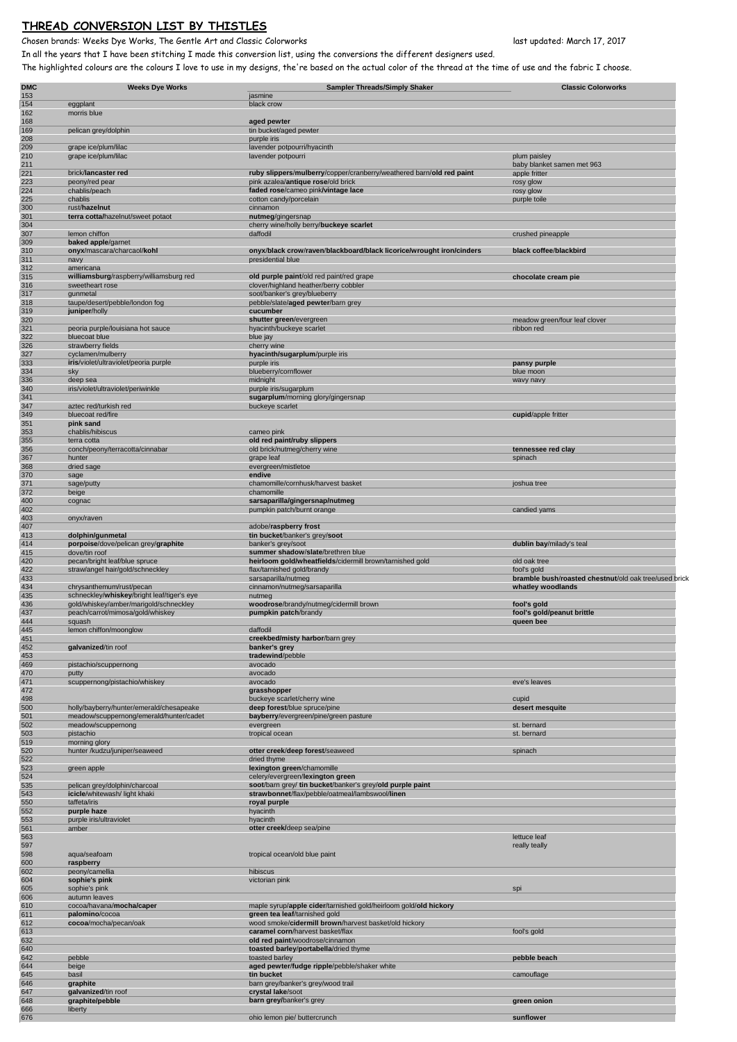## THREAD CONVERSION LIST BY THISTLES

Chosen brands: Weeks Dye Works, The Gentle Art and Classic Colorworks — last updated: March 17, 2017

In all the years that I have been stitching I made this conversion list, using the conversions the different designers used.

The highlighted colours are the colours I love to use in my designs, the're based on the actual color of the thread at the time of use and the fabric I choose.

| DMC | Weeks Dye Works | Sampler Threads/Simply Shaker | Classic Colorworks |
|---|---|---|---|
| 153 | | jasmine | |
| 154 | eggplant | black crow | |
| 162 | morris blue | | |
| 168 | | **aged pewter** | |
| 169 | pelican grey/dolphin | tin bucket/aged pewter | |
| 208 | | purple iris | |
| 209 | grape ice/plum/lilac | lavender potpourri/hyacinth | |
| 210 | grape ice/plum/lilac | lavender potpourri | plum paisley |
| 211 | | | baby blanket samen met 963 |
| 221 | brick/**lancaster red** | **ruby slippers**/**mulberry**/copper/cranberry/weathered barn/**old red paint** | apple fritter |
| 223 | peony/red pear | pink azalea/**antique rose**/old brick | rosy glow |
| 224 | chablis/peach | **faded rose**/cameo pink/**vintage lace** | rosy glow |
| 225 | chablis | cotton candy/porcelain | purple toile |
| 300 | rust/**hazelnut** | cinnamon | |
| 301 | **terra cotta**/hazelnut/sweet potaot | **nutmeg**/gingersnap | |
| 304 | | cherry wine/holly berry/**buckeye scarlet** | |
| 307 | lemon chiffon | daffodil | crushed pineapple |
| 309 | **baked apple**/garnet | | |
| 310 | **onyx**/mascara/charcaol/**kohl** | **onyx**/**black crow**/**raven**/**blackboard**/**black licorice**/**wrought iron**/**cinders** | **black coffee**/**blackbird** |
| 311 | navy | presidential blue | |
| 312 | americana | | |
| 315 | **williamsburg**/raspberry/williamsburg red | **old purple paint**/old red paint/red grape | **chocolate cream pie** |
| 316 | sweetheart rose | clover/highland heather/berry cobbler | |
| 317 | gunmetal | soot/banker's grey/blueberry | |
| 318 | taupe/desert/pebble/london fog | pebble/slate/**aged pewter**/barn grey | |
| 319 | **juniper**/holly | **cucumber** | |
| 320 | | **shutter green**/evergreen | meadow green/four leaf clover |
| 321 | peoria purple/louisiana hot sauce | hyacinth/buckeye scarlet | ribbon red |
| 322 | bluecoat blue | blue jay | |
| 326 | strawberry fields | cherry wine | |
| 327 | cyclamen/mulberry | **hyacinth**/**sugarplum**/purple iris | |
| 333 | **iris**/violet/ultraviolet/peoria purple | purple iris | **pansy purple** |
| 334 | sky | blueberry/cornflower | blue moon |
| 336 | deep sea | midnight | wavy navy |
| 340 | iris/violet/ultraviolet/periwinkle | purple iris/sugarplum | |
| 341 | | **sugarplum**/morning glory/gingersnap | |
| 347 | aztec red/turkish red | buckeye scarlet | |
| 349 | bluecoat red/fire | | **cupid**/apple fritter |
| 351 | **pink sand** | | |
| 353 | chablis/hibiscus | cameo pink | |
| 355 | terra cotta | **old red paint**/**ruby slippers** | |
| 356 | conch/peony/terracotta/cinnabar | old brick/nutmeg/cherry wine | **tennessee red clay** |
| 367 | hunter | grape leaf | spinach |
| 368 | dried sage | evergreen/mistletoe | |
| 370 | sage | **endive** | |
| 371 | sage/putty | chamomille/cornhusk/harvest basket | joshua tree |
| 372 | beige | chamomille | |
| 400 | cognac | **sarsaparilla**/**gingersnap**/**nutmeg** | |
| 402 | | pumpkin patch/burnt orange | candied yams |
| 403 | onyx/raven | | |
| 407 | | adobe/**raspberry frost** | |
| 413 | **dolphin**/**gunmetal** | **tin bucket**/banker's grey/**soot** | |
| 414 | **porpoise**/dove/pelican grey/**graphite** | banker's grey/soot | **dublin bay**/milady's teal |
| 415 | dove/tin roof | **summer shadow**/**slate**/brethren blue | |
| 420 | pecan/bright leaf/blue spruce | **heirloom gold**/**wheatfields**/cidermill brown/tarnished gold | old oak tree |
| 422 | straw/angel hair/gold/schneckley | flax/tarnished gold/brandy | fool's gold |
| 433 | | sarsaparilla/nutmeg | **bramble bush**/**roasted chestnut**/old oak tree/used brick |
| 434 | chrysanthemum/rust/pecan | cinnamon/nutmeg/sarsaparilla | **whatley woodlands** |
| 435 | schneckley/**whiskey**/bright leaf/tiger's eye | nutmeg | |
| 436 | gold/whiskey/amber/marigold/schneckley | **woodrose**/brandy/nutmeg/cidermill brown | **fool's gold** |
| 437 | peach/carrot/mimosa/gold/whiskey | **pumpkin patch**/brandy | **fool's gold**/**peanut brittle** |
| 444 | squash | | **queen bee** |
| 445 | lemon chiffon/moonglow | daffodil | |
| 451 | | **creekbed**/**misty harbor**/barn grey | |
| 452 | **galvanized**/tin roof | **banker's grey** | |
| 453 | | **tradewind**/pebble | |
| 469 | pistachio/scuppernong | avocado | |
| 470 | putty | avocado | |
| 471 | scuppernong/pistachio/whiskey | avocado | eve's leaves |
| 472 | | **grasshopper** | |
| 498 | | buckeye scarlet/cherry wine | cupid |
| 500 | holly/bayberry/hunter/emerald/chesapeake | **deep forest**/blue spruce/pine | **desert mesquite** |
| 501 | meadow/scuppernong/emerald/hunter/cadet | **bayberry**/evergreen/pine/green pasture | |
| 502 | meadow/scuppernong | evergreen | st. bernard |
| 503 | pistachio | tropical ocean | st. bernard |
| 519 | morning glory | | |
| 520 | hunter /kudzu/juniper/seaweed | **otter creek**/**deep forest**/seaweed | spinach |
| 522 | | dried thyme | |
| 523 | green apple | **lexington green**/chamomille | |
| 524 | | celery/evergreen/**lexington green** | |
| 535 | pelican grey/dolphin/charcoal | **soot**/barn grey/ **tin bucket**/banker's grey/**old purple paint** | |
| 543 | **icicle**/whitewash/ light khaki | **strawbonnet**/flax/pebble/oatmeal/lambswool/**linen** | |
| 550 | taffeta/iris | **royal purple** | |
| 552 | **purple haze** | hyacinth | |
| 553 | purple iris/ultraviolet | hyacinth | |
| 561 | amber | **otter creek**/deep sea/pine | |
| 563 | | | lettuce leaf |
| 597 | | | really teally |
| 598 | aqua/seafoam | tropical ocean/old blue paint | |
| 600 | **raspberry** | | |
| 602 | peony/camellia | hibiscus | |
| 604 | **sophie's pink** | victorian pink | |
| 605 | sophie's pink | | spi |
| 606 | autumn leaves | | |
| 610 | cocoa/havana/**mocha**/**caper** | maple syrup/**apple cider**/tarnished gold/heirloom gold/**old hickory** | |
| 611 | **palomino**/cocoa | **green tea leaf**/tarnished gold | |
| 612 | **cocoa**/mocha/pecan/oak | wood smoke/**cidermill brown**/harvest basket/old hickory | |
| 613 | | **caramel corn**/harvest basket/flax | fool's gold |
| 632 | | **old red paint**/woodrose/cinnamon | |
| 640 | | **toasted barley**/**portabella**/dried thyme | |
| 642 | pebble | toasted barley | **pebble beach** |
| 644 | beige | **aged pewter**/**fudge ripple**/pebble/shaker white | |
| 645 | basil | **tin bucket** | camouflage |
| 646 | **graphite** | barn grey/banker's grey/wood trail | |
| 647 | **galvanized**/tin roof | **crystal lake**/soot | |
| 648 | **graphite**/**pebble** | **barn grey**/banker's grey | **green onion** |
| 666 | liberty | | |
| 676 | | ohio lemon pie/ buttercrunch | **sunflower** |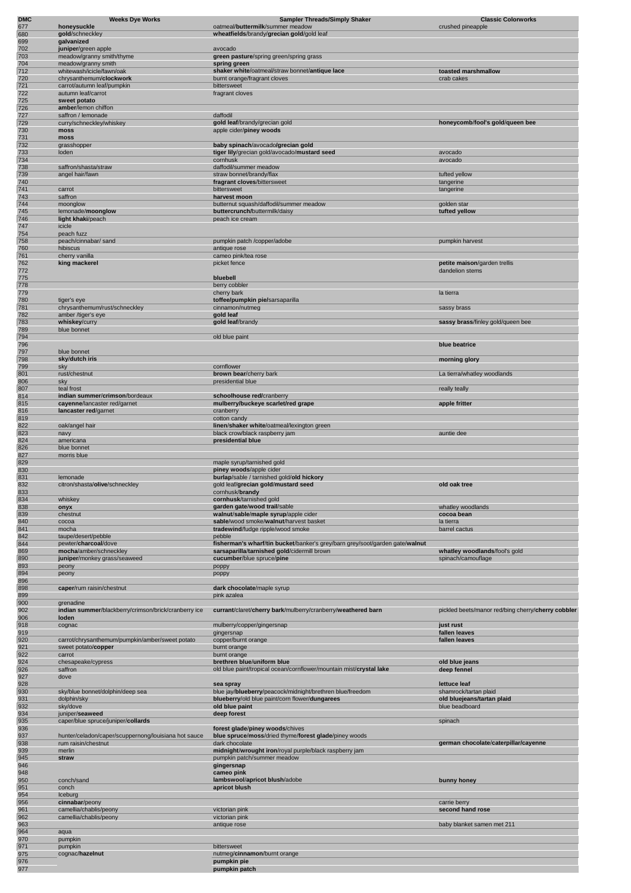| DMC | Weeks Dye Works | Sampler Threads/Simply Shaker | Classic Colorworks |
|---|---|---|---|
| 677 | honeysuckle | oatmeal/**buttermilk**/summer meadow | crushed pineapple |
| 680 | **gold**/schneckley | **wheatfields**/brandy/**grecian gold**/gold leaf | |
| 699 | **galvanized** | | |
| 702 | **juniper**/green apple | avocado | |
| 703 | meadow/granny smith/thyme | **green pasture**/spring green/spring grass | |
| 704 | meadow/granny smith | **spring green** | |
| 712 | whitewash/icicle/fawn/oak | **shaker white**/oatmeal/straw bonnet/**antique lace** | **toasted marshmallow** |
| 720 | chrysanthemum/**clockwork** | burnt orange/fragrant cloves | crab cakes |
| 721 | carrot/autumn leaf/pumpkin | bittersweet | |
| 722 | autumn leaf/carrot | fragrant cloves | |
| 725 | **sweet potato** | | |
| 726 | **amber**/lemon chiffon | | |
| 727 | saffron / lemonade | daffodil | |
| 729 | curry/schneckley/whiskey | **gold leaf**/brandy/grecian gold | **honeycomb**/**fool's gold**/**queen bee** |
| 730 | **moss** | apple cider/**piney woods** | |
| 731 | **moss** | | |
| 732 | grasshopper | **baby spinach**/avocado/**grecian gold** | |
| 733 | loden | **tiger lily**/grecian gold/avocado/**mustard seed** | avocado |
| 734 | | cornhusk | avocado |
| 738 | saffron/shasta/straw | daffodil/summer meadow | |
| 739 | angel hair/fawn | straw bonnet/brandy/flax | tufted yellow |
| 740 | | **fragrant cloves**/bittersweet | tangerine |
| 741 | carrot | bittersweet | tangerine |
| 743 | saffron | **harvest moon** | |
| 744 | moonglow | butternut squash/daffodil/summer meadow | golden star |
| 745 | lemonade/**moonglow** | **buttercrunch**/buttermilk/daisy | **tufted yellow** |
| 746 | **light khaki**/peach | peach ice cream | |
| 747 | icicle | | |
| 754 | peach fuzz | | |
| 758 | peach/cinnabar/ sand | pumpkin patch /copper/adobe | pumpkin harvest |
| 760 | hibiscus | antique rose | |
| 761 | cherry vanilla | cameo pink/tea rose | |
| 762 | **king mackerel** | picket fence | **petite maison**/garden trellis |
| 772 | | | dandelion stems |
| 775 | | **bluebell** | |
| 778 | | berry cobbler | |
| 779 | | cherry bark | la tierra |
| 780 | tiger's eye | **toffee**/**pumpkin pie**/sarsaparilla | |
| 781 | chrysanthemum/rust/schneckley | cinnamon/nutmeg | sassy brass |
| 782 | amber /tiger's eye | **gold leaf** | |
| 783 | **whiskey**/curry | **gold leaf**/brandy | **sassy brass**/finley gold/queen bee |
| 789 | blue bonnet | | |
| 794 | | old blue paint | |
| 796 | | | **blue beatrice** |
| 797 | blue bonnet | | |
| 798 | **sky**/**dutch iris** | | **morning glory** |
| 799 | sky | cornflower | |
| 801 | rust/chestnut | **brown bear**/cherry bark | La tierra/whatley woodlands |
| 806 | sky | presidential blue | |
| 807 | teal frost | | really teally |
| 814 | **indian summer**/**crimson**/bordeaux | **schoolhouse red**/cranberry | |
| 815 | **cayenne**/lancaster red/garnet | **mulberry**/**buckeye scarlet**/**red grape** | **apple fritter** |
| 816 | **lancaster red**/garnet | cranberry | |
| 819 | | cotton candy | |
| 822 | oak/angel hair | **linen**/**shaker white**/oatmeal/lexington green | |
| 823 | navy | black crow/black raspberry jam | auntie dee |
| 824 | americana | **presidential blue** | |
| 826 | blue bonnet | | |
| 827 | morris blue | | |
| 829 | | maple syrup/tarnished gold | |
| 830 | | **piney woods**/apple cider | |
| 831 | lemonade | **burlap**/sable / tarnished gold/**old hickory** | |
| 832 | citron/shasta/**olive**/schneckley | gold leaf/**grecian gold**/**mustard seed** | **old oak tree** |
| 833 | | cornhusk/**brandy** | |
| 834 | whiskey | **cornhusk**/tarnished gold | |
| 838 | **onyx** | **garden gate**/**wood trail**/sable | whatley woodlands |
| 839 | chestnut | **walnut**/**sable**/**maple syrup**/apple cider | **cocoa bean** |
| 840 | cocoa | **sable**/wood smoke/**walnut**/harvest basket | la tierra |
| 841 | mocha | **tradewind**/fudge ripple/wood smoke | barrel cactus |
| 842 | taupe/desert/pebble | pebble | |
| 844 | pewter/**charcoal**/dove | **fisherman's wharf**/**tin bucket**/banker's grey/barn grey/soot/garden gate/**walnut** | |
| 869 | **mocha**/amber/schneckley | **sarsaparilla**/**tarnished gold**/cidermill brown | **whatley woodlands**/fool's gold |
| 890 | **juniper**/monkey grass/seaweed | **cucumber**/blue spruce/**pine** | spinach/camouflage |
| 893 | peony | poppy | |
| 894 | peony | poppy | |
| 896 | | | |
| 898 | **caper**/rum raisin/chestnut | **dark chocolate**/maple syrup | |
| 899 | | pink azalea | |
| 900 | grenadine | | |
| 902 | **indian summer**/blackberry/crimson/brick/cranberry ice | **currant**/claret/**cherry bark**/mulberry/cranberry/**weathered barn** | pickled beets/manor red/bing cherry/**cherry cobbler** |
| 906 | **loden** | | |
| 918 | cognac | mulberry/copper/gingersnap | **just rust** |
| 919 | | gingersnap | **fallen leaves** |
| 920 | carrot/chrysanthemum/pumpkin/amber/sweet potato | copper/burnt orange | **fallen leaves** |
| 921 | sweet potato/**copper** | burnt orange | |
| 922 | carrot | burnt orange | |
| 924 | chesapeake/cypress | **brethren blue**/**uniform blue** | **old blue jeans** |
| 926 | saffron | old blue paint/tropical ocean/cornflower/mountain mist/**crystal lake** | **deep fennel** |
| 927 | dove | | |
| 928 | | **sea spray** | **lettuce leaf** |
| 930 | sky/blue bonnet/dolphin/deep sea | blue jay/**blueberry**/peacock/midnight/brethren blue/freedom | shamrock/tartan plaid |
| 931 | dolphin/sky | **blueberry**/old blue paint/corn flower/**dungarees** | **old bluejeans**/**tartan plaid** |
| 932 | sky/dove | **old blue paint** | blue beadboard |
| 934 | juniper/**seaweed** | **deep forest** | |
| 935 | caper/blue spruce/juniper/**collards** | | spinach |
| 936 | | **forest glade**/**piney woods**/chives | |
| 937 | hunter/celadon/caper/scuppernong/louisiana hot sauce | **blue spruce**/**moss**/dried thyme/**forest glade**/piney woods | |
| 938 | rum raisin/chestnut | dark chocolate | **german chocolate**/**caterpillar**/**cayenne** |
| 939 | merlin | **midnight**/**wrought iron**/royal purple/black raspberry jam | |
| 945 | **straw** | pumpkin patch/summer meadow | |
| 946 | | **gingersnap** | |
| 948 | | **cameo pink** | |
| 950 | conch/sand | **lambswool**/**apricot blush**/adobe | **bunny honey** |
| 951 | conch | **apricot blush** | |
| 954 | Iceburg | | |
| 956 | **cinnabar**/peony | | carrie berry |
| 961 | camellia/chablis/peony | victorian pink | **second hand rose** |
| 962 | camellia/chablis/peony | victorian pink | |
| 963 | | antique rose | baby blanket samen met 211 |
| 964 | aqua | | |
| 970 | pumpkin | | |
| 971 | pumpkin | bittersweet | |
| 975 | cognac/**hazelnut** | nutmeg/**cinnamon**/burnt orange | |
| 976 | | **pumpkin pie** | |
| 977 | | **pumpkin patch** | |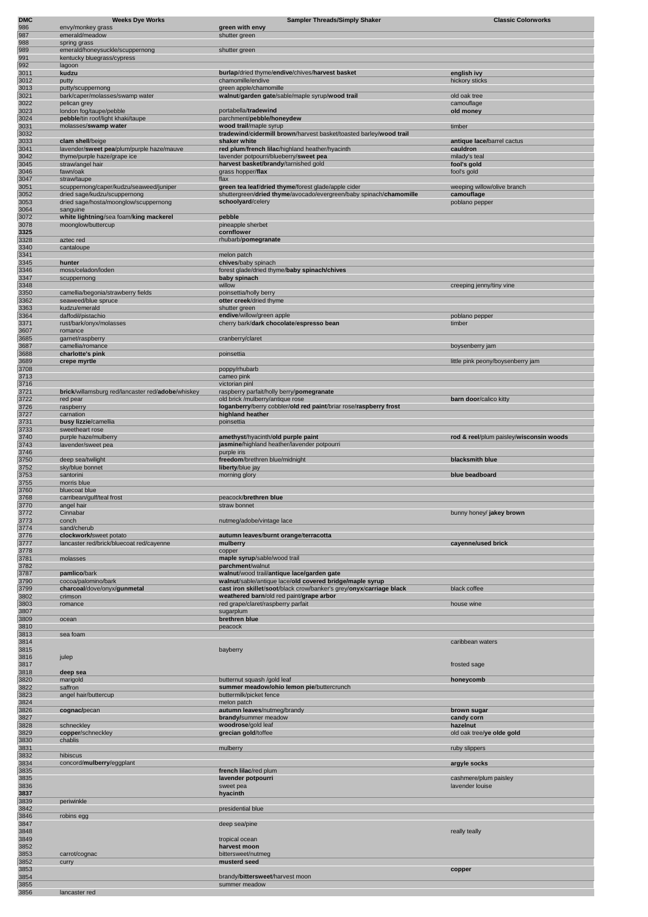| DMC | Weeks Dye Works | Sampler Threads/Simply Shaker | Classic Colorworks |
|---|---|---|---|
| 986 | envy/monkey grass | **green with envy** | |
| 987 | emerald/meadow | shutter green | |
| 988 | spring grass | | |
| 989 | emerald/honeysuckle/scuppernong | shutter green | |
| 991 | kentucky bluegrass/cypress | | |
| 992 | lagoon | | |
| 3011 | **kudzu** | **burlap**/dried thyme/**endive**/chives/**harvest basket** | **english ivy** |
| 3012 | putty | chamomille/endive | hickory sticks |
| 3013 | putty/scuppernong | green apple/chamomille | |
| 3021 | bark/caper/molasses/swamp water | **walnut/garden gate**/sable/maple syrup/**wood trail** | old oak tree |
| 3022 | pelican grey | | camouflage |
| 3023 | london fog/taupe/pebble | portabella/**tradewind** | **old money** |
| 3024 | **pebble**/tin roof/light khaki/taupe | parchment/**pebble/honeydew** | |
| 3031 | molasses/**swamp water** | **wood trail**/maple syrup | timber |
| 3032 | | **tradewind/cidermill brown**/harvest basket/toasted barley/**wood trail** | |
| 3033 | **clam shell**/beige | **shaker white** | **antique lace**/barrel cactus |
| 3041 | lavender/**sweet pea**/plum/purple haze/mauve | **red plum/french lilac**/highland heather/hyacinth | **cauldron** |
| 3042 | thyme/purple haze/grape ice | lavender potpourri/blueberry/**sweet pea** | milady's teal |
| 3045 | straw/angel hair | **harvest basket/brandy**/tarnished gold | **fool's gold** |
| 3046 | fawn/oak | grass hopper/**flax** | fool's gold |
| 3047 | straw/taupe | flax | |
| 3051 | scuppernong/caper/kudzu/seaweed/juniper | **green tea leaf/dried thyme**/forest glade/apple cider | weeping willow/olive branch |
| 3052 | dried sage/kudzu/scuppernong | shuttergreen/**dried thyme**/avocado/evergreen/baby spinach/**chamomille** | **camouflage** |
| 3053 | dried sage/hosta/moonglow/scuppernong | **schoolyard**/celery | poblano pepper |
| 3064 | sanguine | | |
| 3072 | **white lightning**/sea foam/**king mackerel** | **pebble** | |
| 3078 | moonglow/buttercup | pineapple sherbet | |
| **3325** | | **cornflower** | |
| 3328 | aztec red | rhubarb/**pomegranate** | |
| 3340 | cantaloupe | | |
| 3341 | | melon patch | |
| 3345 | **hunter** | **chives**/baby spinach | |
| 3346 | moss/celadon/loden | forest glade/dried thyme/**baby spinach/chives** | |
| 3347 | scuppernong | **baby spinach** | |
| 3348 | | willow | creeping jenny/tiny vine |
| 3350 | camellia/begonia/strawberry fields | poinsettia/holly berry | |
| 3362 | seaweed/blue spruce | **otter creek**/dried thyme | |
| 3363 | kudzu/emerald | shutter green | |
| 3364 | daffodil/pistachio | **endive**/willow/green apple | poblano pepper |
| 3371 | rust/bark/onyx/molasses | cherry bark/**dark chocolate/espresso bean** | timber |
| 3607 | romance | | |
| 3685 | garnet/raspberry | cranberry/claret | |
| 3687 | camellia/romance | | boysenberry jam |
| 3688 | **charlotte's pink** | poinsettia | |
| 3689 | **crepe myrtle** | | little pink peony/boysenberry jam |
| 3708 | | poppy/rhubarb | |
| 3713 | | cameo pink | |
| 3716 | | victorian pinl | |
| 3721 | **brick**/willamsburg red/lancaster red/**adobe**/whiskey | raspberry parfait/holly berry/**pomegranate** | |
| 3722 | red pear | old brick /mulberry/antique rose | **barn door**/calico kitty |
| 3726 | raspberry | **loganberry**/berry cobbler/**old red paint**/briar rose/**raspberry frost** | |
| 3727 | carnation | **highland heather** | |
| 3731 | **busy lizzie**/camellia | poinsettia | |
| 3733 | sweetheart rose | | |
| 3740 | purple haze/mulberry | **amethyst**/hyacinth/**old purple paint** | **rod & reel**/plum paisley/**wisconsin woods** |
| 3743 | lavender/sweet pea | **jasmine**/highland heather/lavender potpourri | |
| 3746 | | purple iris | |
| 3750 | deep sea/twilight | **freedom**/brethren blue/midnight | **blacksmith blue** |
| 3752 | sky/blue bonnet | **liberty**/blue jay | |
| 3753 | santorini | morning glory | **blue beadboard** |
| 3755 | morris blue | | |
| 3760 | bluecoat blue | | |
| 3768 | carribean/gulf/teal frost | peacock/**brethren blue** | |
| 3770 | angel hair | straw bonnet | |
| 3772 | Cinnabar | | bunny honey/ **jakey brown** |
| 3773 | conch | nutmeg/adobe/vintage lace | |
| 3774 | sand/cherub | | |
| 3776 | **clockwork**/sweet potato | **autumn leaves/burnt orange/terracotta** | |
| 3777 | lancaster red/brick/bluecoat red/cayenne | **mulberry** | **cayenne/used brick** |
| 3778 | | copper | |
| 3781 | molasses | **maple syrup**/sable/wood trail | |
| 3782 | | **parchment**/walnut | |
| 3787 | **pamlico**/bark | **walnut**/wood trail/**antique lace/garden gate** | |
| 3790 | cocoa/palomino/bark | **walnut**/sable/antique lace/**old covered bridge/maple syrup** | |
| 3799 | **charcoal**/dove/onyx/**gunmetal** | **cast iron skillet/soot**/black crow/banker's grey/**onyx/carriage black** | black coffee |
| 3802 | crimson | **weathered barn**/old red paint/**grape arbor** | |
| 3803 | romance | red grape/claret/raspberry parfait | house wine |
| 3807 | | sugarplum | |
| 3809 | ocean | **brethren blue** | |
| 3810 | | peacock | |
| 3813 | sea foam | | |
| 3814 | | | caribbean waters |
| 3815 | | bayberry | |
| 3816 | julep | | |
| 3817 | | | frosted sage |
| 3818 | **deep sea** | | |
| 3820 | marigold | butternut squash /gold leaf | **honeycomb** |
| 3822 | saffron | **summer meadow/ohio lemon pie**/buttercrunch | |
| 3823 | angel hair/buttercup | buttermilk/picket fence | |
| 3824 | | melon patch | |
| 3826 | **cognac**/pecan | **autumn leaves**/nutmeg/brandy | **brown sugar** |
| 3827 | | **brandy**/summer meadow | **candy corn** |
| 3828 | schneckley | **woodrose**/gold leaf | **hazelnut** |
| 3829 | **copper**/schneckley | **grecian gold**/toffee | old oak tree/**ye olde gold** |
| 3830 | chablis | | |
| 3831 | | mulberry | ruby slippers |
| 3832 | hibiscus | | |
| 3834 | concord/**mulberry**/eggplant | | **argyle socks** |
| 3835 | | **french lilac**/red plum | |
| 3835 | | **lavender potpourri** | cashmere/plum paisley |
| 3836 | | sweet pea | lavender louise |
| **3837** | | **hyacinth** | |
| 3839 | periwinkle | | |
| 3842 | | presidential blue | |
| 3846 | robins egg | | |
| 3847 | | deep sea/pine | |
| 3848 | | | really teally |
| 3849 | | tropical ocean | |
| 3852 | | **harvest moon** | |
| 3853 | carrot/cognac | bittersweet/nutmeg | |
| 3852 | curry | **musterd seed** | |
| 3853 | | | **copper** |
| 3854 | | brandy/**bittersweet**/harvest moon | |
| 3855 | | summer meadow | |
| 3856 | lancaster red | | |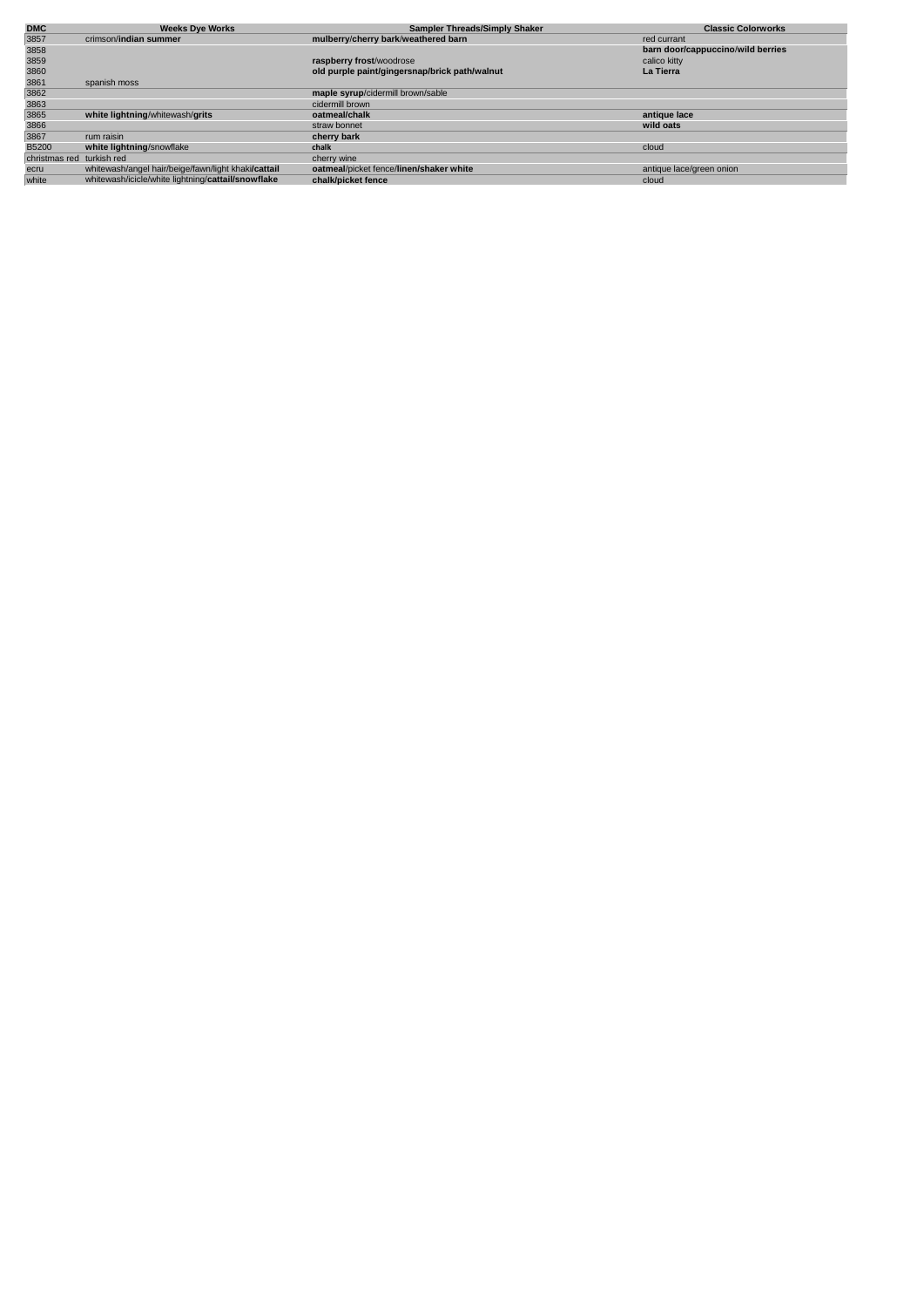| DMC | Weeks Dye Works | Sampler Threads/Simply Shaker | Classic Colorworks |
|---|---|---|---|
| 3857 | crimson/**indian summer** | **mulberry**/**cherry bark**/**weathered barn** | red currant |
| 3858 | | | **barn door/cappuccino/wild berries** |
| 3859 | | **raspberry frost**/woodrose | calico kitty |
| 3860 | | **old purple paint/gingersnap/brick path/walnut** | **La Tierra** |
| 3861 | spanish moss | | |
| 3862 | | **maple syrup**/cidermill brown/sable | |
| 3863 | | cidermill brown | |
| 3865 | **white lightning**/whitewash/**grits** | **oatmeal/chalk** | **antique lace** |
| 3866 | | straw bonnet | **wild oats** |
| 3867 | rum raisin | **cherry bark** | |
| B5200 | **white lightning**/snowflake | **chalk** | cloud |
| christmas red | turkish red | cherry wine | |
| ecru | whitewash/angel hair/beige/fawn/light khaki/**cattail** | **oatmeal**/picket fence/**linen/shaker white** | antique lace/green onion |
| white | whitewash/icicle/white lightning/**cattail/snowflake** | **chalk/picket fence** | cloud |